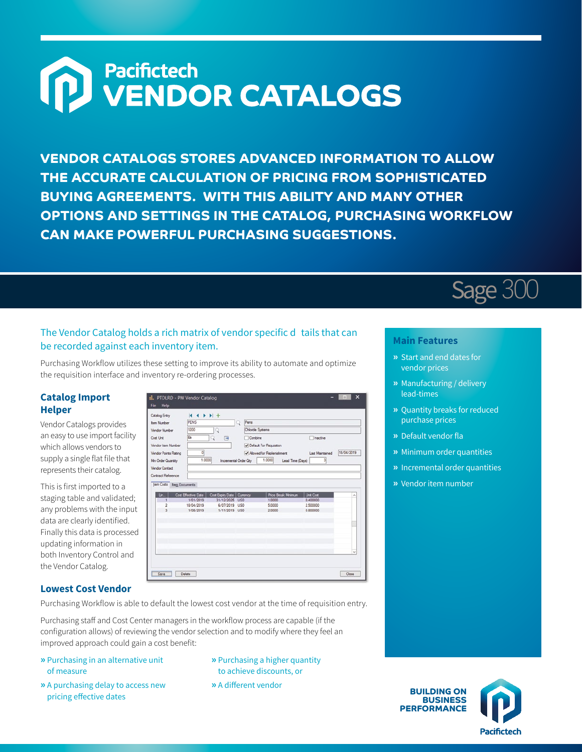# Pacifictech VENDOR CATALOGS

**VENDOR CATALOGS STORES ADVANCED INFORMATION TO ALLOW THE ACCURATE CALCULATION OF PRICING FROM SOPHISTICATED BUYING AGREEMENTS. WITH THIS ABILITY AND MANY OTHER OPTIONS AND SETTINGS IN THE CATALOG, PURCHASING WORKFLOW CAN MAKE POWERFUL PURCHASING SUGGESTIONS.**

Sage 300

The Vendor Catalog holds a rich matrix of vendor specific d tails that can be recorded against each inventory item.

Purchasing Workflow utilizes these setting to improve its ability to automate and optimize the requisition interface and inventory re-ordering processes.

## Catalog Import Helper

Vendor Catalogs provides an easy to use import facility which allows vendors to supply a single flat file that represents their catalog.

This is first imported to a staging table and validated; any problems with the input data are clearly identified. Finally this data is processed updating information in both Inventory Control and the Vendor Catalog.

## Lowest Cost Vendor

Purchasing Workflow is able to default the lowest cost vendor at the time of requisition entry.

Purchasing staff and Cost Center managers in the workflow process are capable (if the configuration allows) of reviewing the vendor selection and to modify where they feel an improved approach could gain a cost benefit:

- » Purchasing in an alternative unit of measure
- » A purchasing delay to access new pricing effective dates
- » Purchasing a higher quantity to achieve discounts, or
- » A different vendor

## Main Features

- » Start and end dates for vendor prices
- » Manufacturing / delivery lead-times
- » Quantity breaks for reduced purchase prices
- » Default vendor fla
- » Minimum order quantities
- » Incremental order quantities
- » Vendor item number

**BUILDING ON BUSINESS PERFORMANCE**

Pacifictech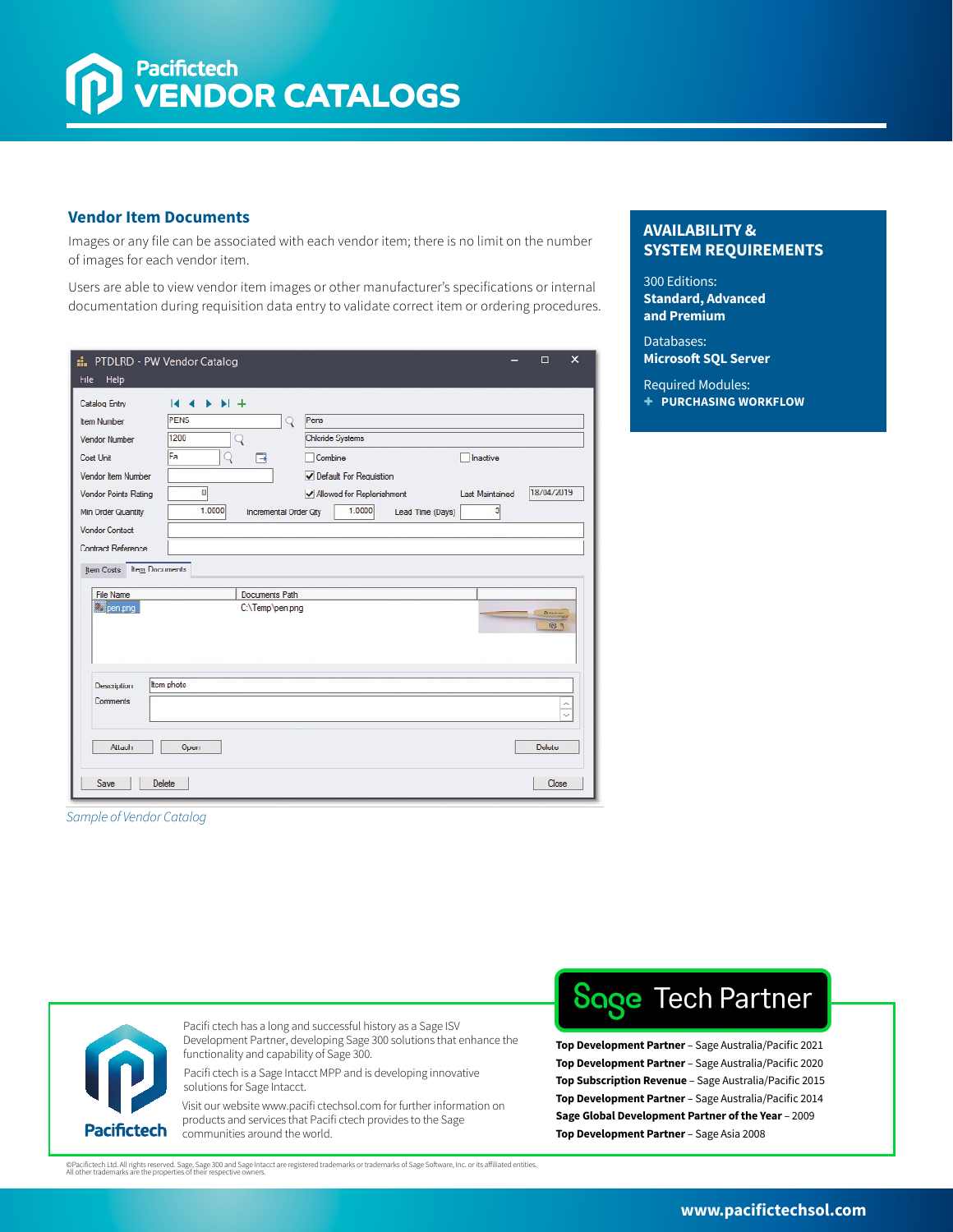# Pacifictech VENDOR CATALOGS

## Vendor Item Documents

Images or any file can be associated with each vendor item; there is no limit on the number of images for each vendor item.

Users are able to view vendor item images or other manufacturer's specifications or internal documentation during requisition data entry to validate correct item or ordering procedures.

*Sample of Vendor Catalog*

## AVAILABILITY & SYSTEM REQUIREMENTS

300 Editions:
**Standard, Advanced and Premium**

Databases:
**Microsoft SQL Server**

Required Modules:
+ **PURCHASING WORKFLOW**

---

Pacifi ctech has a long and successful history as a Sage ISV Development Partner, developing Sage 300 solutions that enhance the functionality and capability of Sage 300.

Pacifi ctech is a Sage Intacct MPP and is developing innovative solutions for Sage Intacct.

Visit our website www.pacifi ctechsol.com for further information on products and services that Pacifi ctech provides to the Sage communities around the world.

Sage Tech Partner

**Top Development Partner** – Sage Australia/Pacific 2021
**Top Development Partner** – Sage Australia/Pacific 2020
**Top Subscription Revenue** – Sage Australia/Pacific 2015
**Top Development Partner** – Sage Australia/Pacific 2014
**Sage Global Development Partner of the Year** – 2009
**Top Development Partner** – Sage Asia 2008

©Pacifictech Ltd. All rights reserved. Sage, Sage 300 and Sage Intacct are registered trademarks or trademarks of Sage Software, Inc. or its affiliated entities.
All other trademarks are the properties of their respective owners.

**www.pacifictechsol.com**